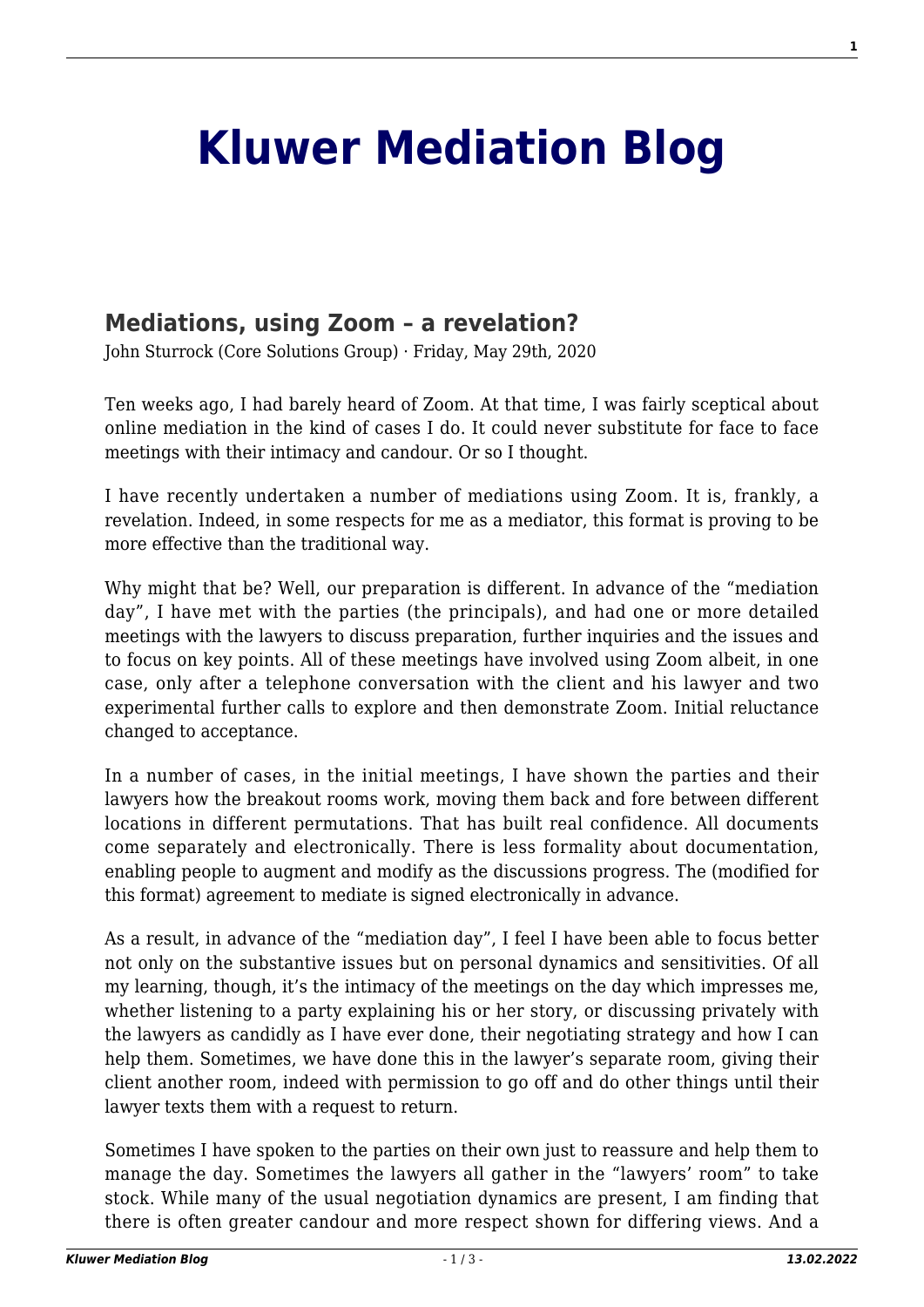# Kluwer Mediation Blog

## Mediations, using Zoom – a revelation?

John Sturrock (Core Solutions Group) · Friday, May 29th, 2020

Ten weeks ago, I had barely heard of Zoom. At that time, I was fairly sceptical about online mediation in the kind of cases I do. It could never substitute for face to face meetings with their intimacy and candour. Or so I thought.

I have recently undertaken a number of mediations using Zoom. It is, frankly, a revelation. Indeed, in some respects for me as a mediator, this format is proving to be more effective than the traditional way.

Why might that be? Well, our preparation is different. In advance of the "mediation day", I have met with the parties (the principals), and had one or more detailed meetings with the lawyers to discuss preparation, further inquiries and the issues and to focus on key points. All of these meetings have involved using Zoom albeit, in one case, only after a telephone conversation with the client and his lawyer and two experimental further calls to explore and then demonstrate Zoom. Initial reluctance changed to acceptance.

In a number of cases, in the initial meetings, I have shown the parties and their lawyers how the breakout rooms work, moving them back and fore between different locations in different permutations. That has built real confidence. All documents come separately and electronically. There is less formality about documentation, enabling people to augment and modify as the discussions progress. The (modified for this format) agreement to mediate is signed electronically in advance.

As a result, in advance of the "mediation day", I feel I have been able to focus better not only on the substantive issues but on personal dynamics and sensitivities. Of all my learning, though, it's the intimacy of the meetings on the day which impresses me, whether listening to a party explaining his or her story, or discussing privately with the lawyers as candidly as I have ever done, their negotiating strategy and how I can help them. Sometimes, we have done this in the lawyer's separate room, giving their client another room, indeed with permission to go off and do other things until their lawyer texts them with a request to return.

Sometimes I have spoken to the parties on their own just to reassure and help them to manage the day. Sometimes the lawyers all gather in the "lawyers' room" to take stock. While many of the usual negotiation dynamics are present, I am finding that there is often greater candour and more respect shown for differing views. And a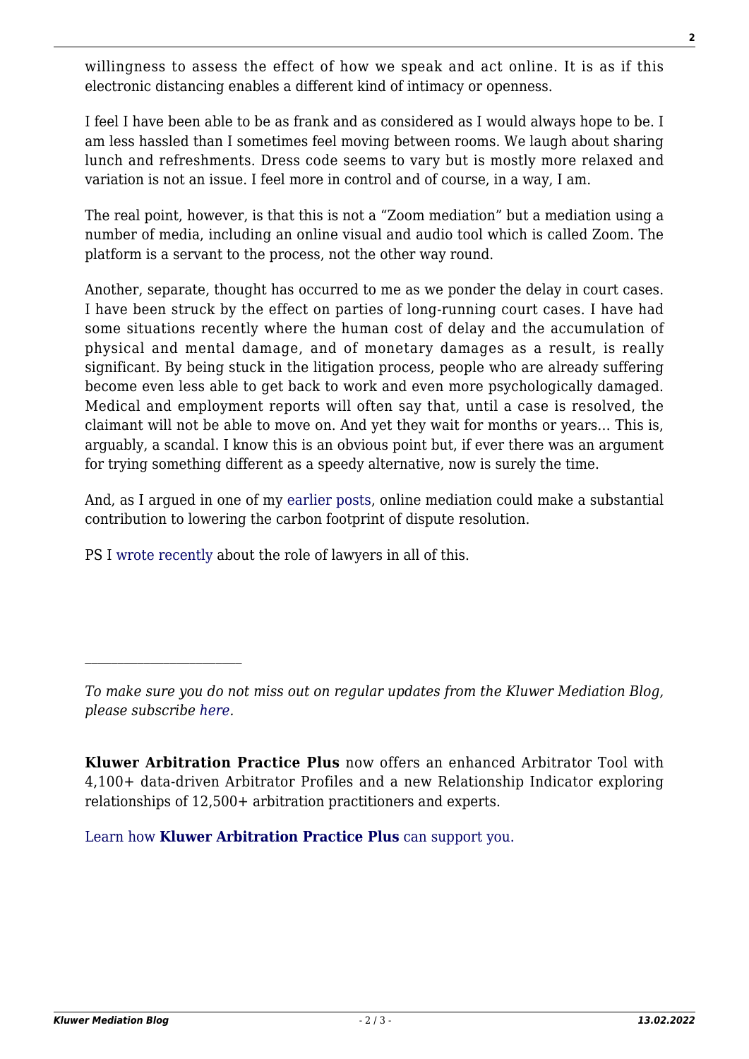willingness to assess the effect of how we speak and act online. It is as if this electronic distancing enables a different kind of intimacy or openness.

I feel I have been able to be as frank and as considered as I would always hope to be. I am less hassled than I sometimes feel moving between rooms. We laugh about sharing lunch and refreshments. Dress code seems to vary but is mostly more relaxed and variation is not an issue. I feel more in control and of course, in a way, I am.

The real point, however, is that this is not a "Zoom mediation" but a mediation using a number of media, including an online visual and audio tool which is called Zoom. The platform is a servant to the process, not the other way round.

Another, separate, thought has occurred to me as we ponder the delay in court cases. I have been struck by the effect on parties of long-running court cases. I have had some situations recently where the human cost of delay and the accumulation of physical and mental damage, and of monetary damages as a result, is really significant. By being stuck in the litigation process, people who are already suffering become even less able to get back to work and even more psychologically damaged. Medical and employment reports will often say that, until a case is resolved, the claimant will not be able to move on. And yet they wait for months or years… This is, arguably, a scandal. I know this is an obvious point but, if ever there was an argument for trying something different as a speedy alternative, now is surely the time.

And, as I argued in one of my earlier posts, online mediation could make a substantial contribution to lowering the carbon footprint of dispute resolution.

PS I wrote recently about the role of lawyers in all of this.

---

*To make sure you do not miss out on regular updates from the Kluwer Mediation Blog, please subscribe here.*

**Kluwer Arbitration Practice Plus** now offers an enhanced Arbitrator Tool with 4,100+ data-driven Arbitrator Profiles and a new Relationship Indicator exploring relationships of 12,500+ arbitration practitioners and experts.

Learn how **Kluwer Arbitration Practice Plus** can support you.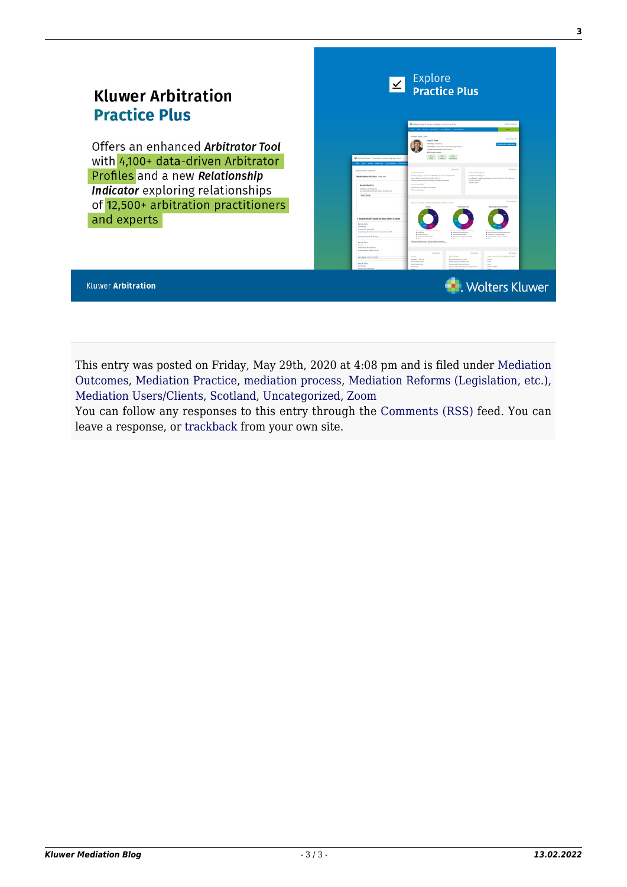Kluwer Arbitration
Practice Plus

Offers an enhanced *Arbitrator Tool* with 4,100+ data-driven Arbitrator Profiles and a new *Relationship Indicator* exploring relationships of 12,500+ arbitration practitioners and experts

Explore
Practice Plus

Kluwer Arbitration

Wolters Kluwer

This entry was posted on Friday, May 29th, 2020 at 4:08 pm and is filed under Mediation Outcomes, Mediation Practice, mediation process, Mediation Reforms (Legislation, etc.), Mediation Users/Clients, Scotland, Uncategorized, Zoom

You can follow any responses to this entry through the Comments (RSS) feed. You can leave a response, or trackback from your own site.